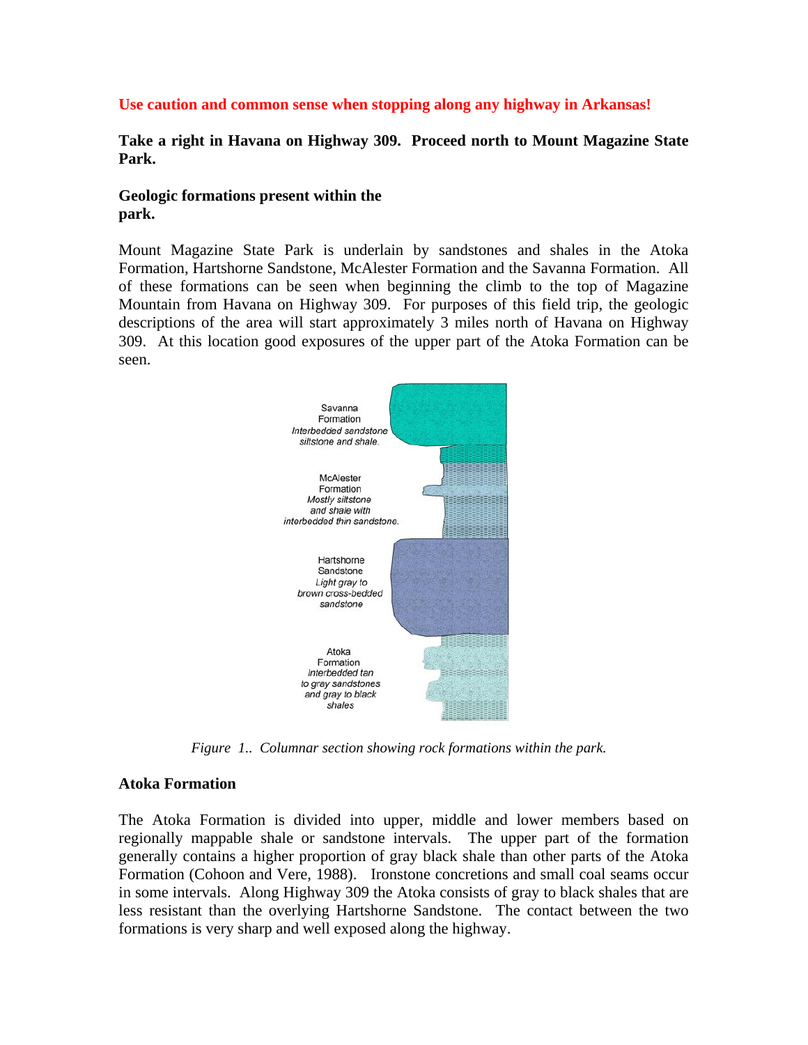**Use caution and common sense when stopping along any highway in Arkansas!**

**Take a right in Havana on Highway 309. Proceed north to Mount Magazine State Park.**

**Geologic formations present within the park.**

Mount Magazine State Park is underlain by sandstones and shales in the Atoka Formation, Hartshorne Sandstone, McAlester Formation and the Savanna Formation. All of these formations can be seen when beginning the climb to the top of Magazine Mountain from Havana on Highway 309. For purposes of this field trip, the geologic descriptions of the area will start approximately 3 miles north of Havana on Highway 309. At this location good exposures of the upper part of the Atoka Formation can be seen.

Savanna Formation
*Interbedded sandstone siltstone and shale.*

McAlester Formation
*Mostly siltstone and shale with interbedded thin sandstone.*

Hartshorne Sandstone
*Light gray to brown cross-bedded sandstone*

Atoka Formation
*Interbedded tan to gray sandstones and gray to black shales*

*Figure 1.. Columnar section showing rock formations within the park.*

**Atoka Formation**

The Atoka Formation is divided into upper, middle and lower members based on regionally mappable shale or sandstone intervals. The upper part of the formation generally contains a higher proportion of gray black shale than other parts of the Atoka Formation (Cohoon and Vere, 1988). Ironstone concretions and small coal seams occur in some intervals. Along Highway 309 the Atoka consists of gray to black shales that are less resistant than the overlying Hartshorne Sandstone. The contact between the two formations is very sharp and well exposed along the highway.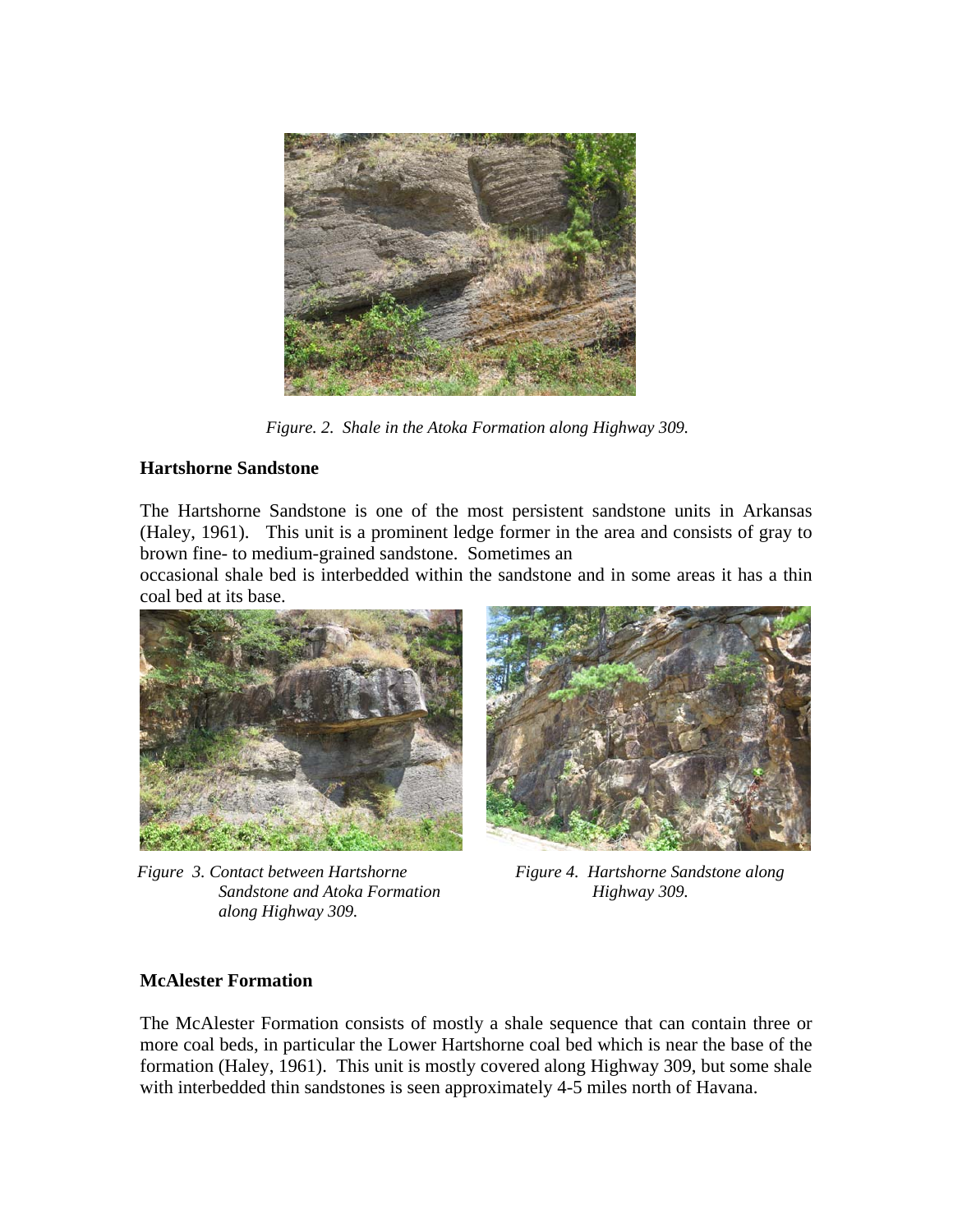*Figure. 2. Shale in the Atoka Formation along Highway 309.*

**Hartshorne Sandstone**

The Hartshorne Sandstone is one of the most persistent sandstone units in Arkansas (Haley, 1961). This unit is a prominent ledge former in the area and consists of gray to brown fine- to medium-grained sandstone. Sometimes an occasional shale bed is interbedded within the sandstone and in some areas it has a thin coal bed at its base.

*Figure 3. Contact between Hartshorne Sandstone and Atoka Formation along Highway 309.*

*Figure 4. Hartshorne Sandstone along Highway 309.*

**McAlester Formation**

The McAlester Formation consists of mostly a shale sequence that can contain three or more coal beds, in particular the Lower Hartshorne coal bed which is near the base of the formation (Haley, 1961). This unit is mostly covered along Highway 309, but some shale with interbedded thin sandstones is seen approximately 4-5 miles north of Havana.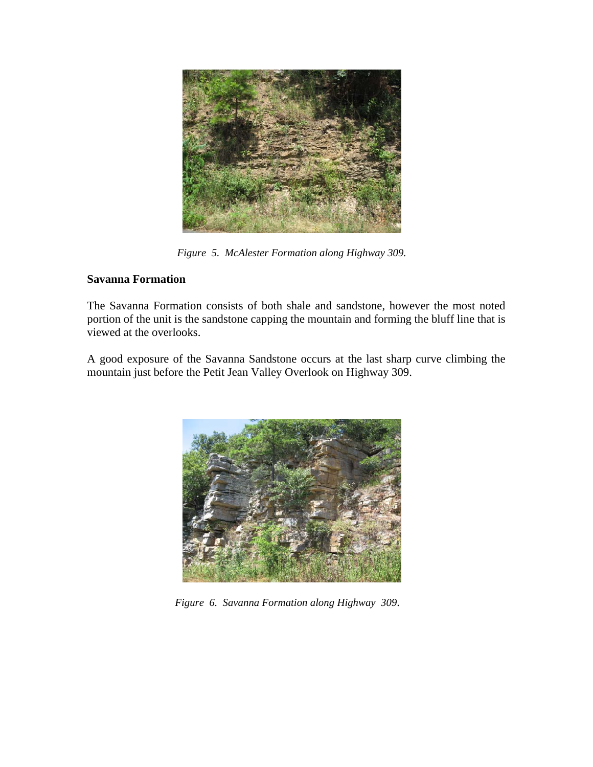*Figure 5. McAlester Formation along Highway 309.*

## Savanna Formation

The Savanna Formation consists of both shale and sandstone, however the most noted portion of the unit is the sandstone capping the mountain and forming the bluff line that is viewed at the overlooks.

A good exposure of the Savanna Sandstone occurs at the last sharp curve climbing the mountain just before the Petit Jean Valley Overlook on Highway 309.

*Figure 6. Savanna Formation along Highway 309.*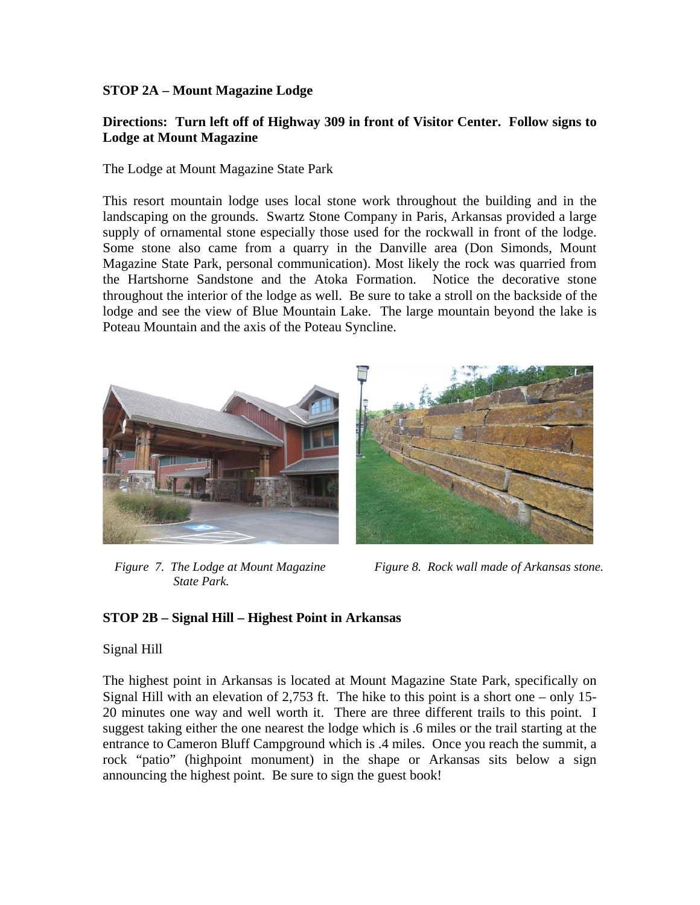**STOP 2A – Mount Magazine Lodge**

**Directions: Turn left off of Highway 309 in front of Visitor Center. Follow signs to Lodge at Mount Magazine**

The Lodge at Mount Magazine State Park

This resort mountain lodge uses local stone work throughout the building and in the landscaping on the grounds. Swartz Stone Company in Paris, Arkansas provided a large supply of ornamental stone especially those used for the rockwall in front of the lodge. Some stone also came from a quarry in the Danville area (Don Simonds, Mount Magazine State Park, personal communication). Most likely the rock was quarried from the Hartshorne Sandstone and the Atoka Formation. Notice the decorative stone throughout the interior of the lodge as well. Be sure to take a stroll on the backside of the lodge and see the view of Blue Mountain Lake. The large mountain beyond the lake is Poteau Mountain and the axis of the Poteau Syncline.

*Figure 7. The Lodge at Mount Magazine State Park.*

*Figure 8. Rock wall made of Arkansas stone.*

**STOP 2B – Signal Hill – Highest Point in Arkansas**

Signal Hill

The highest point in Arkansas is located at Mount Magazine State Park, specifically on Signal Hill with an elevation of 2,753 ft. The hike to this point is a short one – only 15-20 minutes one way and well worth it. There are three different trails to this point. I suggest taking either the one nearest the lodge which is .6 miles or the trail starting at the entrance to Cameron Bluff Campground which is .4 miles. Once you reach the summit, a rock "patio" (highpoint monument) in the shape or Arkansas sits below a sign announcing the highest point. Be sure to sign the guest book!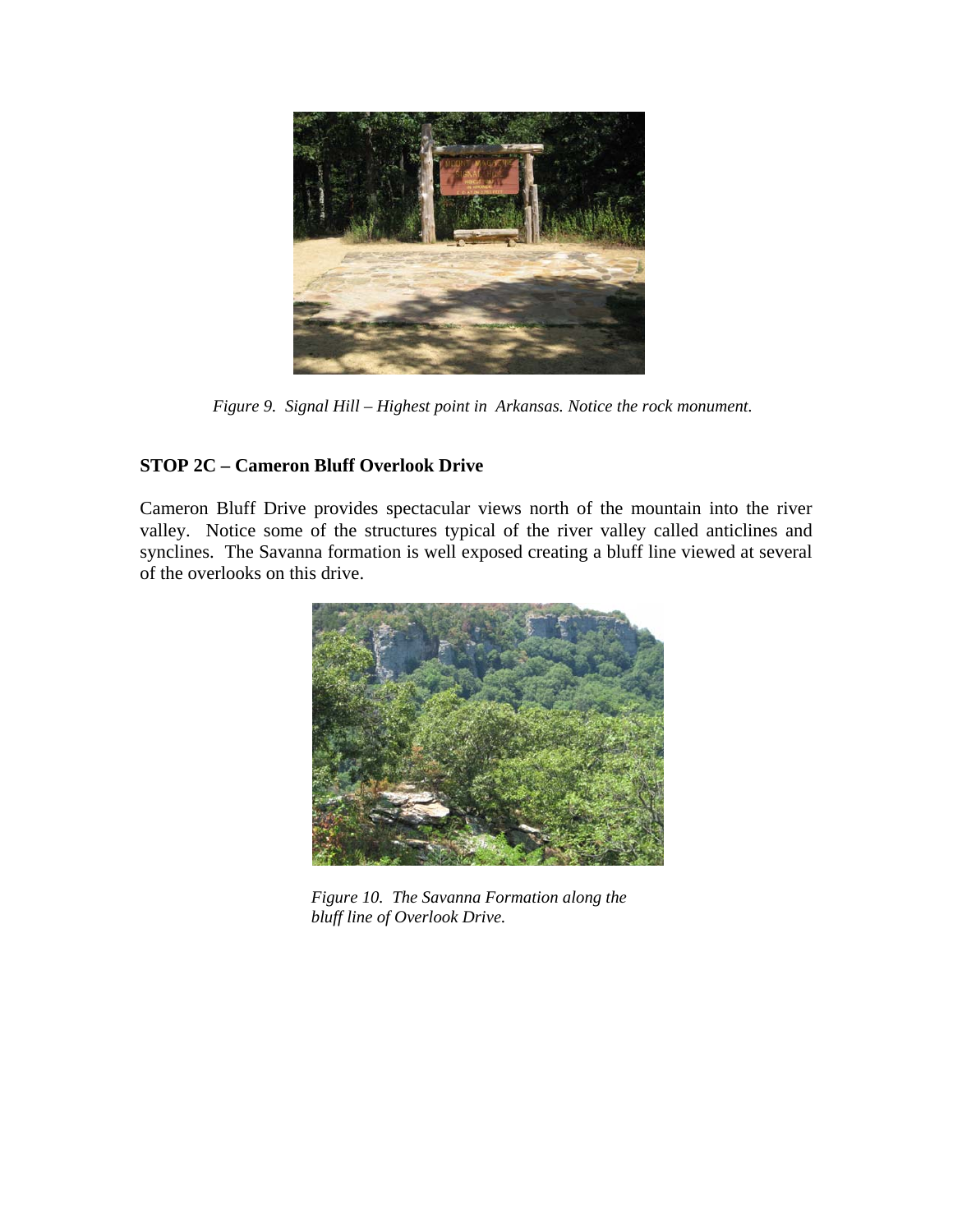*Figure 9. Signal Hill – Highest point in Arkansas. Notice the rock monument.*

**STOP 2C – Cameron Bluff Overlook Drive**

Cameron Bluff Drive provides spectacular views north of the mountain into the river valley. Notice some of the structures typical of the river valley called anticlines and synclines. The Savanna formation is well exposed creating a bluff line viewed at several of the overlooks on this drive.

*Figure 10. The Savanna Formation along the bluff line of Overlook Drive.*